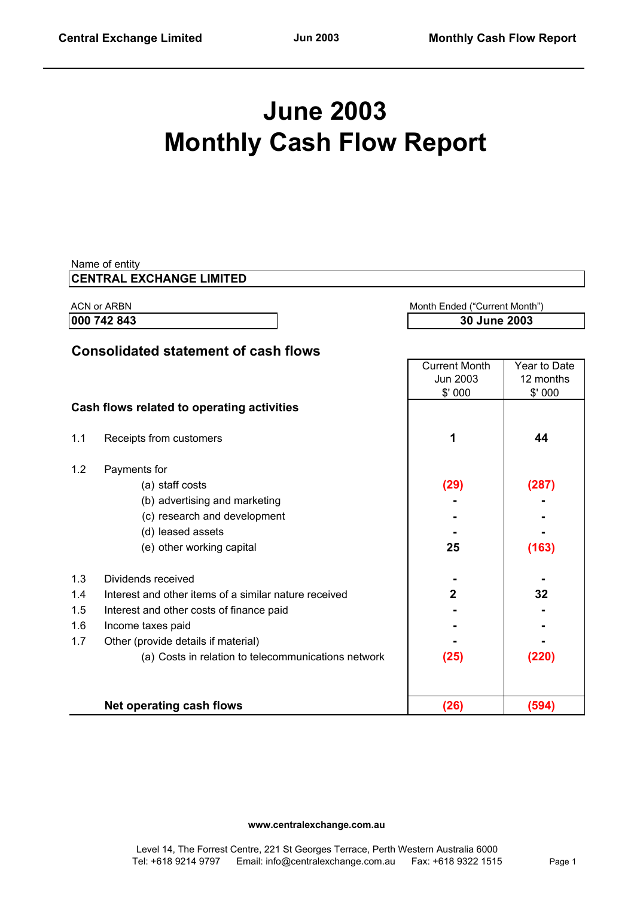# June 2003
# Monthly Cash Flow Report

Name of entity

**CENTRAL EXCHANGE LIMITED**

ACN or ARBN: **000 742 843**

Month Ended ("Current Month"): **30 June 2003**

## Consolidated statement of cash flows

| | | Current Month Jun 2003 $' 000 | Year to Date 12 months $' 000 |
|---|---|---|---|
| **Cash flows related to operating activities** | | | |
| 1.1 | Receipts from customers | **1** | **44** |
| 1.2 | Payments for | | |
| | (a) staff costs | **(29)** | **(287)** |
| | (b) advertising and marketing | **-** | **-** |
| | (c) research and development | **-** | **-** |
| | (d) leased assets | **-** | **-** |
| | (e) other working capital | **25** | **(163)** |
| 1.3 | Dividends received | **-** | **-** |
| 1.4 | Interest and other items of a similar nature received | **2** | **32** |
| 1.5 | Interest and other costs of finance paid | **-** | **-** |
| 1.6 | Income taxes paid | **-** | **-** |
| 1.7 | Other (provide details if material) | **-** | **-** |
| | (a) Costs in relation to telecommunications network | **(25)** | **(220)** |
| | **Net operating cash flows** | **(26)** | **(594)** |

**www.centralexchange.com.au**

Level 14, The Forrest Centre, 221 St Georges Terrace, Perth Western Australia 6000
Tel: +618 9214 9797 Email: info@centralexchange.com.au Fax: +618 9322 1515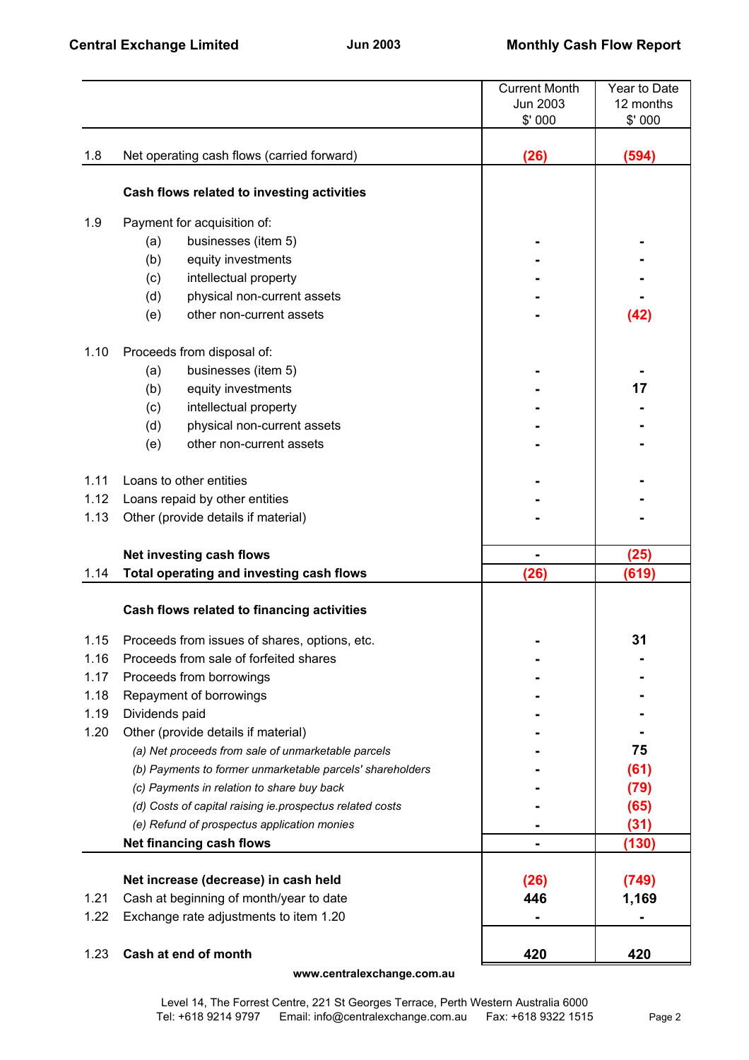**Central Exchange Limited** **Jun 2003** **Monthly Cash Flow Report**

| | | Current Month Jun 2003 $' 000 | Year to Date 12 months $' 000 |
|---|---|---|---|
| 1.8 | Net operating cash flows (carried forward) | **(26)** | **(594)** |
| | **Cash flows related to investing activities** | | |
| 1.9 | Payment for acquisition of: | | |
| | (a) businesses (item 5) | - | - |
| | (b) equity investments | - | - |
| | (c) intellectual property | - | - |
| | (d) physical non-current assets | - | - |
| | (e) other non-current assets | - | **(42)** |
| 1.10 | Proceeds from disposal of: | | |
| | (a) businesses (item 5) | - | - |
| | (b) equity investments | - | **17** |
| | (c) intellectual property | - | - |
| | (d) physical non-current assets | - | - |
| | (e) other non-current assets | - | - |
| 1.11 | Loans to other entities | - | - |
| 1.12 | Loans repaid by other entities | - | - |
| 1.13 | Other (provide details if material) | - | - |
| | **Net investing cash flows** | - | **(25)** |
| 1.14 | **Total operating and investing cash flows** | **(26)** | **(619)** |
| | **Cash flows related to financing activities** | | |
| 1.15 | Proceeds from issues of shares, options, etc. | - | **31** |
| 1.16 | Proceeds from sale of forfeited shares | - | - |
| 1.17 | Proceeds from borrowings | - | - |
| 1.18 | Repayment of borrowings | - | - |
| 1.19 | Dividends paid | - | - |
| 1.20 | Other (provide details if material) | - | - |
| | *(a) Net proceeds from sale of unmarketable parcels* | - | **75** |
| | *(b) Payments to former unmarketable parcels' shareholders* | - | **(61)** |
| | *(c) Payments in relation to share buy back* | - | **(79)** |
| | *(d) Costs of capital raising ie.prospectus related costs* | - | **(65)** |
| | *(e) Refund of prospectus application monies* | - | **(31)** |
| | **Net financing cash flows** | - | **(130)** |
| | **Net increase (decrease) in cash held** | **(26)** | **(749)** |
| 1.21 | Cash at beginning of month/year to date | **446** | **1,169** |
| 1.22 | Exchange rate adjustments to item 1.20 | - | - |
| 1.23 | **Cash at end of month** | **420** | **420** |

**www.centralexchange.com.au**

Level 14, The Forrest Centre, 221 St Georges Terrace, Perth Western Australia 6000
Tel: +618 9214 9797 Email: info@centralexchange.com.au Fax: +618 9322 1515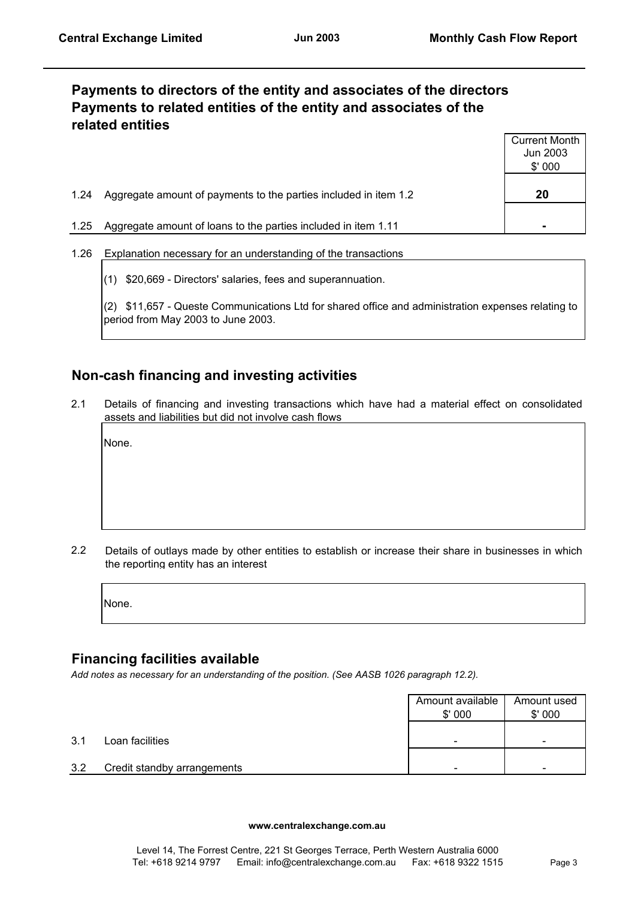## Payments to directors of the entity and associates of the directors
## Payments to related entities of the entity and associates of the related entities

| | | Current Month Jun 2003 $' 000 |
|---|---|---|
| 1.24 | Aggregate amount of payments to the parties included in item 1.2 | **20** |
| 1.25 | Aggregate amount of loans to the parties included in item 1.11 | **-** |

1.26 Explanation necessary for an understanding of the transactions

(1) $20,669 - Directors' salaries, fees and superannuation.

(2) $11,657 - Queste Communications Ltd for shared office and administration expenses relating to period from May 2003 to June 2003.

## Non-cash financing and investing activities

2.1 Details of financing and investing transactions which have had a material effect on consolidated assets and liabilities but did not involve cash flows

None.

2.2 Details of outlays made by other entities to establish or increase their share in businesses in which the reporting entity has an interest

None.

## Financing facilities available

*Add notes as necessary for an understanding of the position. (See AASB 1026 paragraph 12.2).*

| | | Amount available $' 000 | Amount used $' 000 |
|---|---|---|---|
| 3.1 | Loan facilities | - | - |
| 3.2 | Credit standby arrangements | - | - |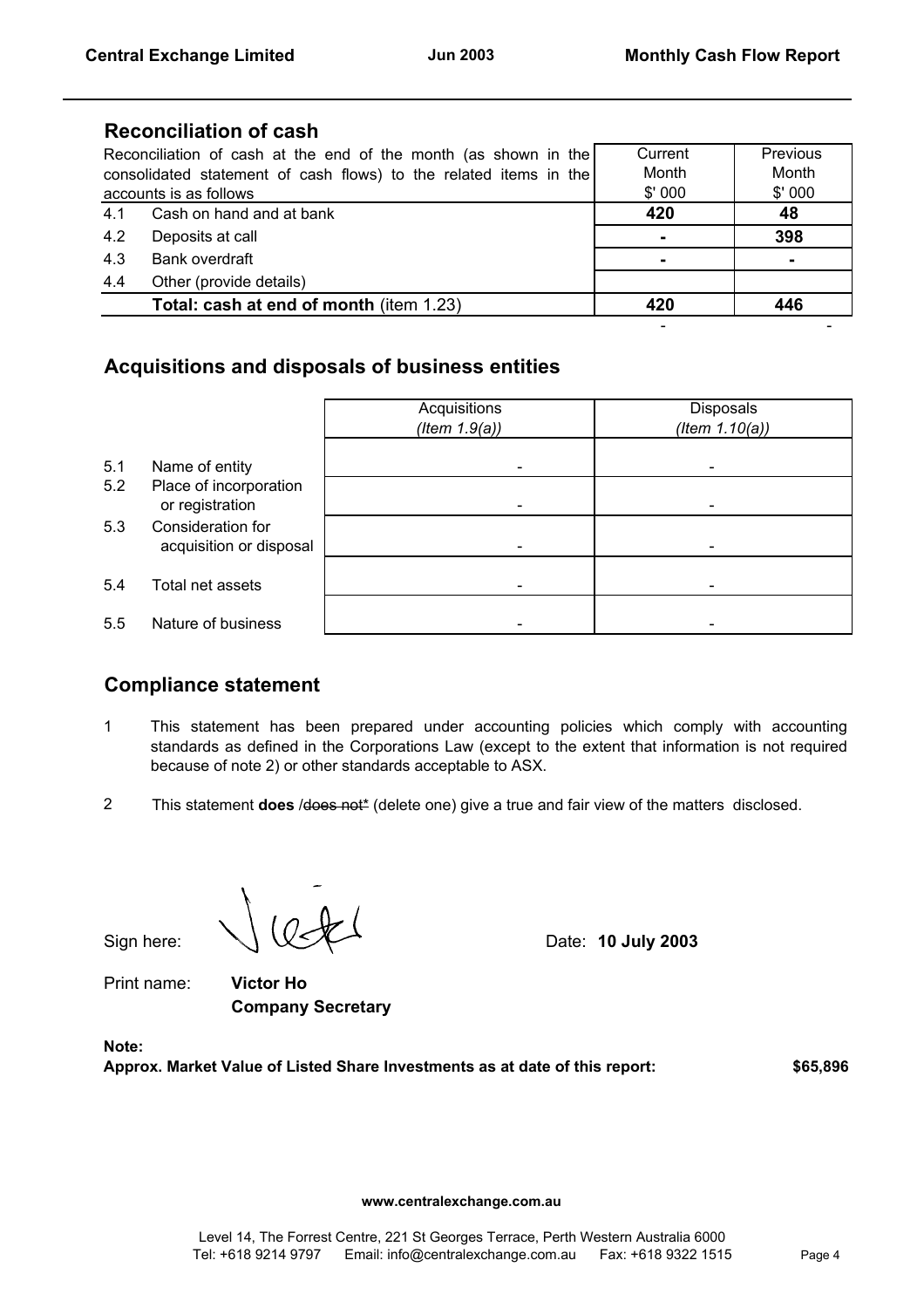## Reconciliation of cash

| Reconciliation of cash at the end of the month (as shown in the consolidated statement of cash flows) to the related items in the accounts is as follows | | Current Month $' 000 | Previous Month $' 000 |
|---|---|---|---|
| 4.1 | Cash on hand and at bank | **420** | **48** |
| 4.2 | Deposits at call | **-** | **398** |
| 4.3 | Bank overdraft | **-** | **-** |
| 4.4 | Other (provide details) | | |
| | **Total: cash at end of month** (item 1.23) | **420** | **446** |
| | | - | - |

## Acquisitions and disposals of business entities

| | | Acquisitions *(Item 1.9(a))* | Disposals *(Item 1.10(a))* |
|---|---|---|---|
| 5.1 | Name of entity | - | - |
| 5.2 | Place of incorporation or registration | - | - |
| 5.3 | Consideration for acquisition or disposal | - | - |
| 5.4 | Total net assets | - | - |
| 5.5 | Nature of business | - | - |

## Compliance statement

1. This statement has been prepared under accounting policies which comply with accounting standards as defined in the Corporations Law (except to the extent that information is not required because of note 2) or other standards acceptable to ASX.

2. This statement **does** /~~does not~~* (delete one) give a true and fair view of the matters disclosed.

Sign here: Date: **10 July 2003**

Print name: **Victor Ho**
**Company Secretary**

**Note:**
**Approx. Market Value of Listed Share Investments as at date of this report: $65,896**

**www.centralexchange.com.au**

Level 14, The Forrest Centre, 221 St Georges Terrace, Perth Western Australia 6000
Tel: +618 9214 9797 Email: info@centralexchange.com.au Fax: +618 9322 1515